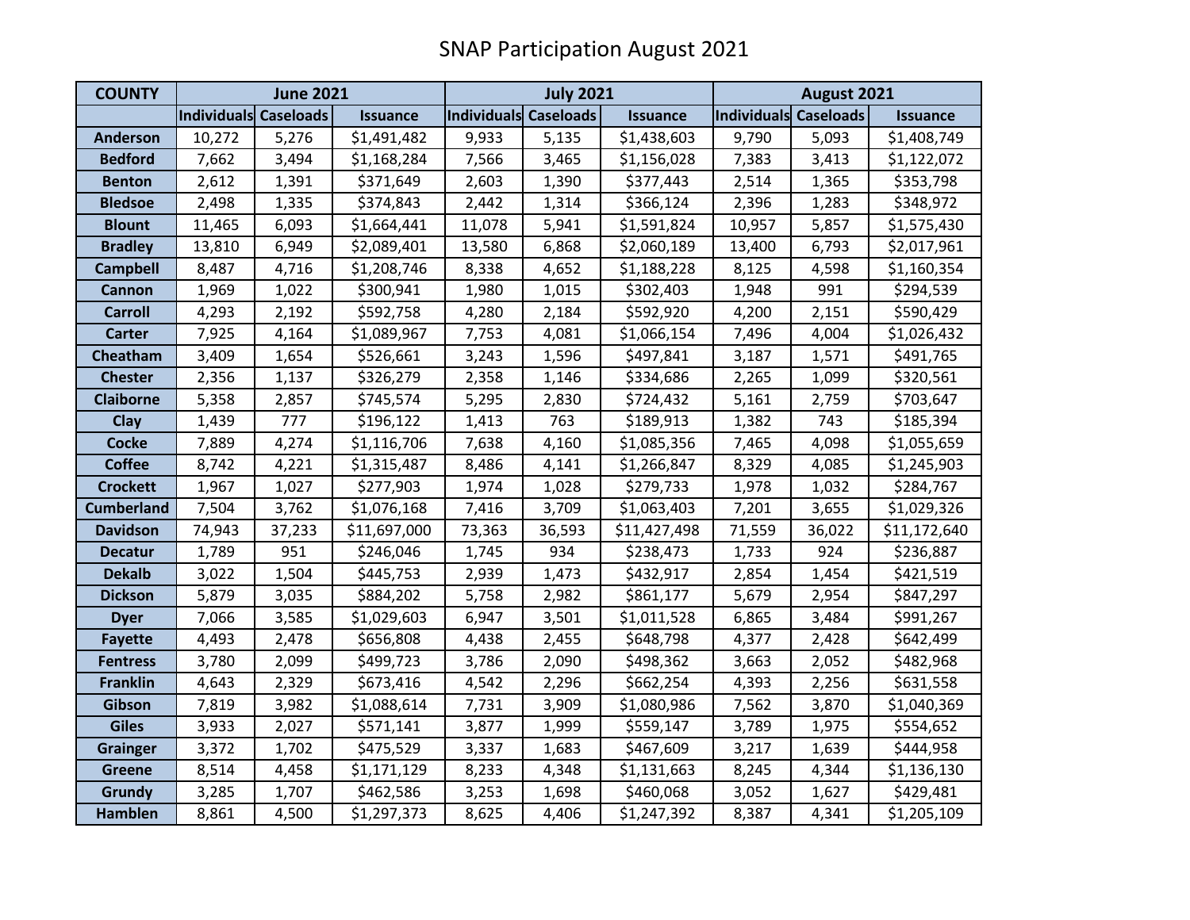# SNAP Participation August 2021

| COUNTY | June 2021 | | | July 2021 | | | August 2021 | | |
|---|---|---|---|---|---|---|---|---|---|
| | Individuals | Caseloads | Issuance | Individuals | Caseloads | Issuance | Individuals | Caseloads | Issuance |
| Anderson | 10,272 | 5,276 | $1,491,482 | 9,933 | 5,135 | $1,438,603 | 9,790 | 5,093 | $1,408,749 |
| Bedford | 7,662 | 3,494 | $1,168,284 | 7,566 | 3,465 | $1,156,028 | 7,383 | 3,413 | $1,122,072 |
| Benton | 2,612 | 1,391 | $371,649 | 2,603 | 1,390 | $377,443 | 2,514 | 1,365 | $353,798 |
| Bledsoe | 2,498 | 1,335 | $374,843 | 2,442 | 1,314 | $366,124 | 2,396 | 1,283 | $348,972 |
| Blount | 11,465 | 6,093 | $1,664,441 | 11,078 | 5,941 | $1,591,824 | 10,957 | 5,857 | $1,575,430 |
| Bradley | 13,810 | 6,949 | $2,089,401 | 13,580 | 6,868 | $2,060,189 | 13,400 | 6,793 | $2,017,961 |
| Campbell | 8,487 | 4,716 | $1,208,746 | 8,338 | 4,652 | $1,188,228 | 8,125 | 4,598 | $1,160,354 |
| Cannon | 1,969 | 1,022 | $300,941 | 1,980 | 1,015 | $302,403 | 1,948 | 991 | $294,539 |
| Carroll | 4,293 | 2,192 | $592,758 | 4,280 | 2,184 | $592,920 | 4,200 | 2,151 | $590,429 |
| Carter | 7,925 | 4,164 | $1,089,967 | 7,753 | 4,081 | $1,066,154 | 7,496 | 4,004 | $1,026,432 |
| Cheatham | 3,409 | 1,654 | $526,661 | 3,243 | 1,596 | $497,841 | 3,187 | 1,571 | $491,765 |
| Chester | 2,356 | 1,137 | $326,279 | 2,358 | 1,146 | $334,686 | 2,265 | 1,099 | $320,561 |
| Claiborne | 5,358 | 2,857 | $745,574 | 5,295 | 2,830 | $724,432 | 5,161 | 2,759 | $703,647 |
| Clay | 1,439 | 777 | $196,122 | 1,413 | 763 | $189,913 | 1,382 | 743 | $185,394 |
| Cocke | 7,889 | 4,274 | $1,116,706 | 7,638 | 4,160 | $1,085,356 | 7,465 | 4,098 | $1,055,659 |
| Coffee | 8,742 | 4,221 | $1,315,487 | 8,486 | 4,141 | $1,266,847 | 8,329 | 4,085 | $1,245,903 |
| Crockett | 1,967 | 1,027 | $277,903 | 1,974 | 1,028 | $279,733 | 1,978 | 1,032 | $284,767 |
| Cumberland | 7,504 | 3,762 | $1,076,168 | 7,416 | 3,709 | $1,063,403 | 7,201 | 3,655 | $1,029,326 |
| Davidson | 74,943 | 37,233 | $11,697,000 | 73,363 | 36,593 | $11,427,498 | 71,559 | 36,022 | $11,172,640 |
| Decatur | 1,789 | 951 | $246,046 | 1,745 | 934 | $238,473 | 1,733 | 924 | $236,887 |
| Dekalb | 3,022 | 1,504 | $445,753 | 2,939 | 1,473 | $432,917 | 2,854 | 1,454 | $421,519 |
| Dickson | 5,879 | 3,035 | $884,202 | 5,758 | 2,982 | $861,177 | 5,679 | 2,954 | $847,297 |
| Dyer | 7,066 | 3,585 | $1,029,603 | 6,947 | 3,501 | $1,011,528 | 6,865 | 3,484 | $991,267 |
| Fayette | 4,493 | 2,478 | $656,808 | 4,438 | 2,455 | $648,798 | 4,377 | 2,428 | $642,499 |
| Fentress | 3,780 | 2,099 | $499,723 | 3,786 | 2,090 | $498,362 | 3,663 | 2,052 | $482,968 |
| Franklin | 4,643 | 2,329 | $673,416 | 4,542 | 2,296 | $662,254 | 4,393 | 2,256 | $631,558 |
| Gibson | 7,819 | 3,982 | $1,088,614 | 7,731 | 3,909 | $1,080,986 | 7,562 | 3,870 | $1,040,369 |
| Giles | 3,933 | 2,027 | $571,141 | 3,877 | 1,999 | $559,147 | 3,789 | 1,975 | $554,652 |
| Grainger | 3,372 | 1,702 | $475,529 | 3,337 | 1,683 | $467,609 | 3,217 | 1,639 | $444,958 |
| Greene | 8,514 | 4,458 | $1,171,129 | 8,233 | 4,348 | $1,131,663 | 8,245 | 4,344 | $1,136,130 |
| Grundy | 3,285 | 1,707 | $462,586 | 3,253 | 1,698 | $460,068 | 3,052 | 1,627 | $429,481 |
| Hamblen | 8,861 | 4,500 | $1,297,373 | 8,625 | 4,406 | $1,247,392 | 8,387 | 4,341 | $1,205,109 |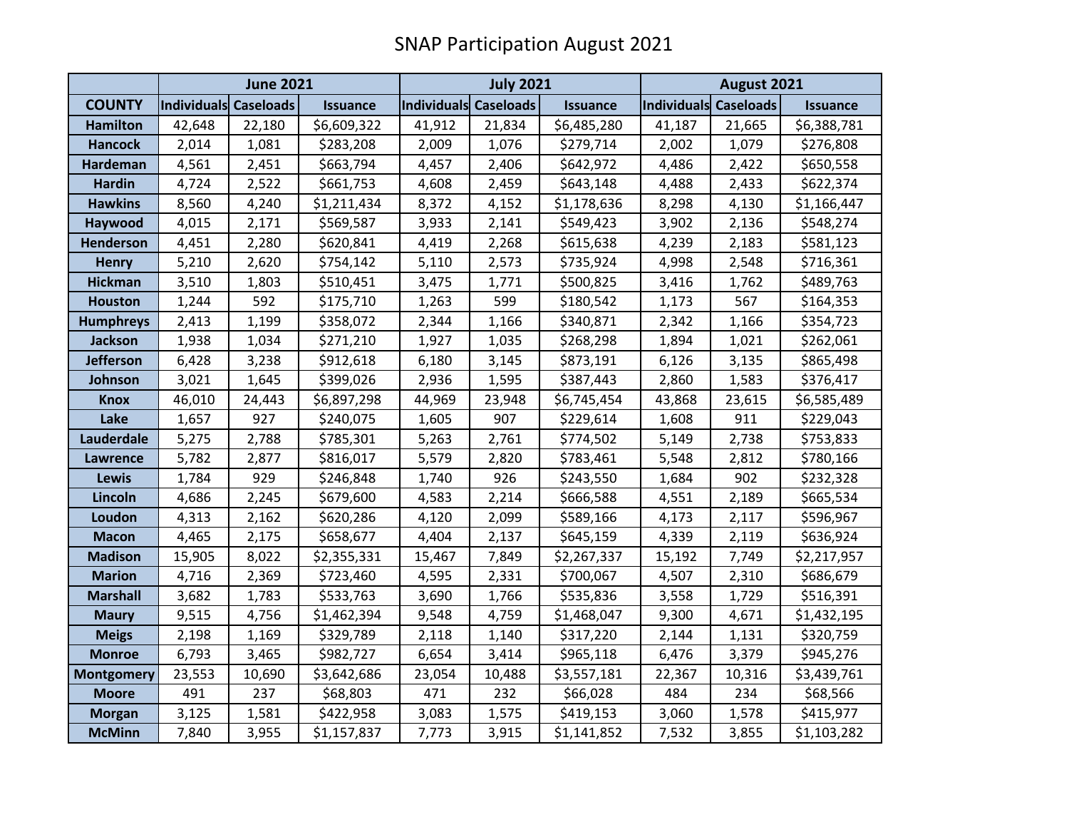# SNAP Participation August 2021

| | June 2021 | | | July 2021 | | | August 2021 | | |
|---|---|---|---|---|---|---|---|---|---|
| **COUNTY** | **Individuals** | **Caseloads** | **Issuance** | **Individuals** | **Caseloads** | **Issuance** | **Individuals** | **Caseloads** | **Issuance** |
| **Hamilton** | 42,648 | 22,180 | $6,609,322 | 41,912 | 21,834 | $6,485,280 | 41,187 | 21,665 | $6,388,781 |
| **Hancock** | 2,014 | 1,081 | $283,208 | 2,009 | 1,076 | $279,714 | 2,002 | 1,079 | $276,808 |
| **Hardeman** | 4,561 | 2,451 | $663,794 | 4,457 | 2,406 | $642,972 | 4,486 | 2,422 | $650,558 |
| **Hardin** | 4,724 | 2,522 | $661,753 | 4,608 | 2,459 | $643,148 | 4,488 | 2,433 | $622,374 |
| **Hawkins** | 8,560 | 4,240 | $1,211,434 | 8,372 | 4,152 | $1,178,636 | 8,298 | 4,130 | $1,166,447 |
| **Haywood** | 4,015 | 2,171 | $569,587 | 3,933 | 2,141 | $549,423 | 3,902 | 2,136 | $548,274 |
| **Henderson** | 4,451 | 2,280 | $620,841 | 4,419 | 2,268 | $615,638 | 4,239 | 2,183 | $581,123 |
| **Henry** | 5,210 | 2,620 | $754,142 | 5,110 | 2,573 | $735,924 | 4,998 | 2,548 | $716,361 |
| **Hickman** | 3,510 | 1,803 | $510,451 | 3,475 | 1,771 | $500,825 | 3,416 | 1,762 | $489,763 |
| **Houston** | 1,244 | 592 | $175,710 | 1,263 | 599 | $180,542 | 1,173 | 567 | $164,353 |
| **Humphreys** | 2,413 | 1,199 | $358,072 | 2,344 | 1,166 | $340,871 | 2,342 | 1,166 | $354,723 |
| **Jackson** | 1,938 | 1,034 | $271,210 | 1,927 | 1,035 | $268,298 | 1,894 | 1,021 | $262,061 |
| **Jefferson** | 6,428 | 3,238 | $912,618 | 6,180 | 3,145 | $873,191 | 6,126 | 3,135 | $865,498 |
| **Johnson** | 3,021 | 1,645 | $399,026 | 2,936 | 1,595 | $387,443 | 2,860 | 1,583 | $376,417 |
| **Knox** | 46,010 | 24,443 | $6,897,298 | 44,969 | 23,948 | $6,745,454 | 43,868 | 23,615 | $6,585,489 |
| **Lake** | 1,657 | 927 | $240,075 | 1,605 | 907 | $229,614 | 1,608 | 911 | $229,043 |
| **Lauderdale** | 5,275 | 2,788 | $785,301 | 5,263 | 2,761 | $774,502 | 5,149 | 2,738 | $753,833 |
| **Lawrence** | 5,782 | 2,877 | $816,017 | 5,579 | 2,820 | $783,461 | 5,548 | 2,812 | $780,166 |
| **Lewis** | 1,784 | 929 | $246,848 | 1,740 | 926 | $243,550 | 1,684 | 902 | $232,328 |
| **Lincoln** | 4,686 | 2,245 | $679,600 | 4,583 | 2,214 | $666,588 | 4,551 | 2,189 | $665,534 |
| **Loudon** | 4,313 | 2,162 | $620,286 | 4,120 | 2,099 | $589,166 | 4,173 | 2,117 | $596,967 |
| **Macon** | 4,465 | 2,175 | $658,677 | 4,404 | 2,137 | $645,159 | 4,339 | 2,119 | $636,924 |
| **Madison** | 15,905 | 8,022 | $2,355,331 | 15,467 | 7,849 | $2,267,337 | 15,192 | 7,749 | $2,217,957 |
| **Marion** | 4,716 | 2,369 | $723,460 | 4,595 | 2,331 | $700,067 | 4,507 | 2,310 | $686,679 |
| **Marshall** | 3,682 | 1,783 | $533,763 | 3,690 | 1,766 | $535,836 | 3,558 | 1,729 | $516,391 |
| **Maury** | 9,515 | 4,756 | $1,462,394 | 9,548 | 4,759 | $1,468,047 | 9,300 | 4,671 | $1,432,195 |
| **Meigs** | 2,198 | 1,169 | $329,789 | 2,118 | 1,140 | $317,220 | 2,144 | 1,131 | $320,759 |
| **Monroe** | 6,793 | 3,465 | $982,727 | 6,654 | 3,414 | $965,118 | 6,476 | 3,379 | $945,276 |
| **Montgomery** | 23,553 | 10,690 | $3,642,686 | 23,054 | 10,488 | $3,557,181 | 22,367 | 10,316 | $3,439,761 |
| **Moore** | 491 | 237 | $68,803 | 471 | 232 | $66,028 | 484 | 234 | $68,566 |
| **Morgan** | 3,125 | 1,581 | $422,958 | 3,083 | 1,575 | $419,153 | 3,060 | 1,578 | $415,977 |
| **McMinn** | 7,840 | 3,955 | $1,157,837 | 7,773 | 3,915 | $1,141,852 | 7,532 | 3,855 | $1,103,282 |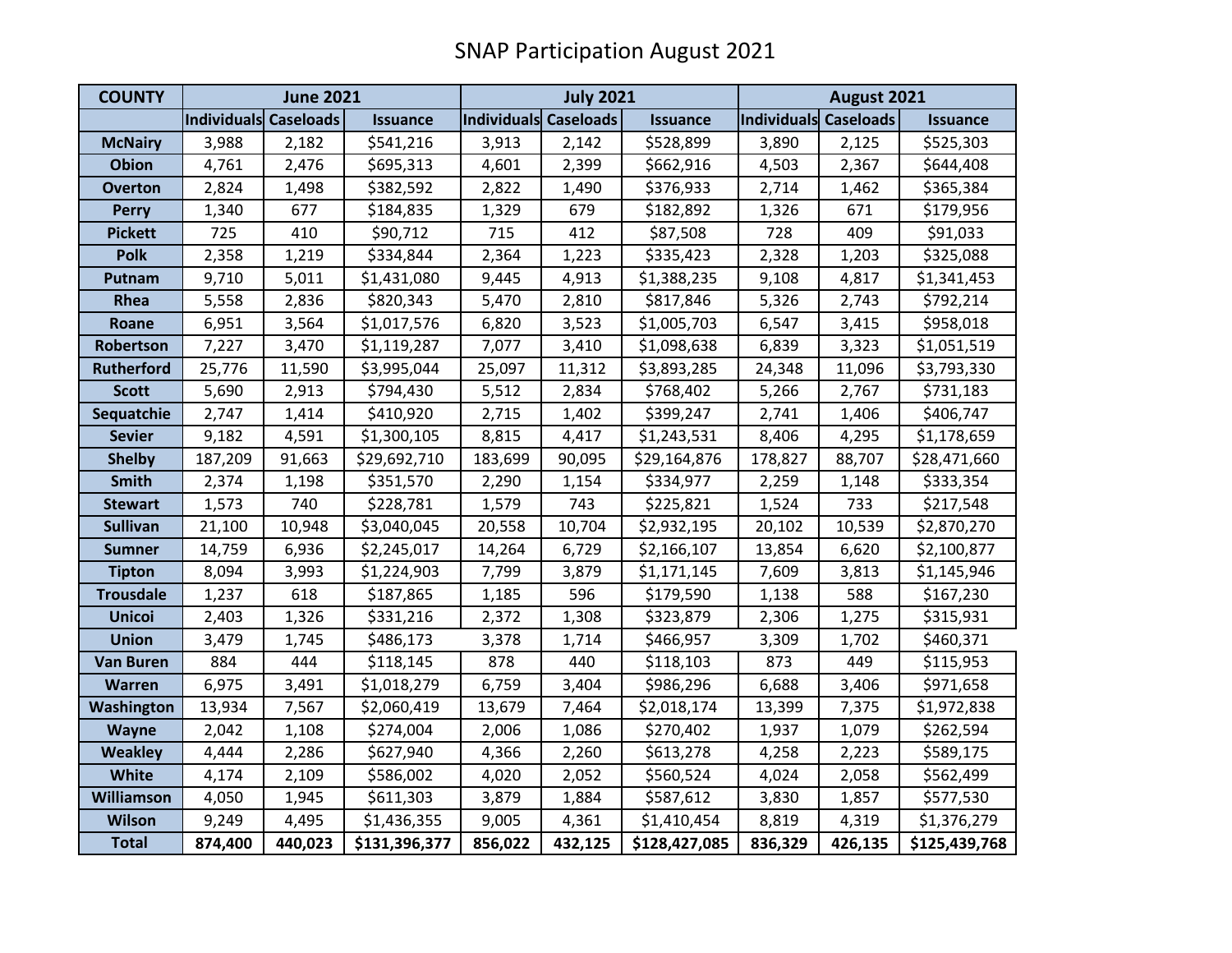# SNAP Participation August 2021

| COUNTY | June 2021 | | | July 2021 | | | August 2021 | | |
|---|---|---|---|---|---|---|---|---|---|
| | Individuals | Caseloads | Issuance | Individuals | Caseloads | Issuance | Individuals | Caseloads | Issuance |
| McNairy | 3,988 | 2,182 | $541,216 | 3,913 | 2,142 | $528,899 | 3,890 | 2,125 | $525,303 |
| Obion | 4,761 | 2,476 | $695,313 | 4,601 | 2,399 | $662,916 | 4,503 | 2,367 | $644,408 |
| Overton | 2,824 | 1,498 | $382,592 | 2,822 | 1,490 | $376,933 | 2,714 | 1,462 | $365,384 |
| Perry | 1,340 | 677 | $184,835 | 1,329 | 679 | $182,892 | 1,326 | 671 | $179,956 |
| Pickett | 725 | 410 | $90,712 | 715 | 412 | $87,508 | 728 | 409 | $91,033 |
| Polk | 2,358 | 1,219 | $334,844 | 2,364 | 1,223 | $335,423 | 2,328 | 1,203 | $325,088 |
| Putnam | 9,710 | 5,011 | $1,431,080 | 9,445 | 4,913 | $1,388,235 | 9,108 | 4,817 | $1,341,453 |
| Rhea | 5,558 | 2,836 | $820,343 | 5,470 | 2,810 | $817,846 | 5,326 | 2,743 | $792,214 |
| Roane | 6,951 | 3,564 | $1,017,576 | 6,820 | 3,523 | $1,005,703 | 6,547 | 3,415 | $958,018 |
| Robertson | 7,227 | 3,470 | $1,119,287 | 7,077 | 3,410 | $1,098,638 | 6,839 | 3,323 | $1,051,519 |
| Rutherford | 25,776 | 11,590 | $3,995,044 | 25,097 | 11,312 | $3,893,285 | 24,348 | 11,096 | $3,793,330 |
| Scott | 5,690 | 2,913 | $794,430 | 5,512 | 2,834 | $768,402 | 5,266 | 2,767 | $731,183 |
| Sequatchie | 2,747 | 1,414 | $410,920 | 2,715 | 1,402 | $399,247 | 2,741 | 1,406 | $406,747 |
| Sevier | 9,182 | 4,591 | $1,300,105 | 8,815 | 4,417 | $1,243,531 | 8,406 | 4,295 | $1,178,659 |
| Shelby | 187,209 | 91,663 | $29,692,710 | 183,699 | 90,095 | $29,164,876 | 178,827 | 88,707 | $28,471,660 |
| Smith | 2,374 | 1,198 | $351,570 | 2,290 | 1,154 | $334,977 | 2,259 | 1,148 | $333,354 |
| Stewart | 1,573 | 740 | $228,781 | 1,579 | 743 | $225,821 | 1,524 | 733 | $217,548 |
| Sullivan | 21,100 | 10,948 | $3,040,045 | 20,558 | 10,704 | $2,932,195 | 20,102 | 10,539 | $2,870,270 |
| Sumner | 14,759 | 6,936 | $2,245,017 | 14,264 | 6,729 | $2,166,107 | 13,854 | 6,620 | $2,100,877 |
| Tipton | 8,094 | 3,993 | $1,224,903 | 7,799 | 3,879 | $1,171,145 | 7,609 | 3,813 | $1,145,946 |
| Trousdale | 1,237 | 618 | $187,865 | 1,185 | 596 | $179,590 | 1,138 | 588 | $167,230 |
| Unicoi | 2,403 | 1,326 | $331,216 | 2,372 | 1,308 | $323,879 | 2,306 | 1,275 | $315,931 |
| Union | 3,479 | 1,745 | $486,173 | 3,378 | 1,714 | $466,957 | 3,309 | 1,702 | $460,371 |
| Van Buren | 884 | 444 | $118,145 | 878 | 440 | $118,103 | 873 | 449 | $115,953 |
| Warren | 6,975 | 3,491 | $1,018,279 | 6,759 | 3,404 | $986,296 | 6,688 | 3,406 | $971,658 |
| Washington | 13,934 | 7,567 | $2,060,419 | 13,679 | 7,464 | $2,018,174 | 13,399 | 7,375 | $1,972,838 |
| Wayne | 2,042 | 1,108 | $274,004 | 2,006 | 1,086 | $270,402 | 1,937 | 1,079 | $262,594 |
| Weakley | 4,444 | 2,286 | $627,940 | 4,366 | 2,260 | $613,278 | 4,258 | 2,223 | $589,175 |
| White | 4,174 | 2,109 | $586,002 | 4,020 | 2,052 | $560,524 | 4,024 | 2,058 | $562,499 |
| Williamson | 4,050 | 1,945 | $611,303 | 3,879 | 1,884 | $587,612 | 3,830 | 1,857 | $577,530 |
| Wilson | 9,249 | 4,495 | $1,436,355 | 9,005 | 4,361 | $1,410,454 | 8,819 | 4,319 | $1,376,279 |
| **Total** | **874,400** | **440,023** | **$131,396,377** | **856,022** | **432,125** | **$128,427,085** | **836,329** | **426,135** | **$125,439,768** |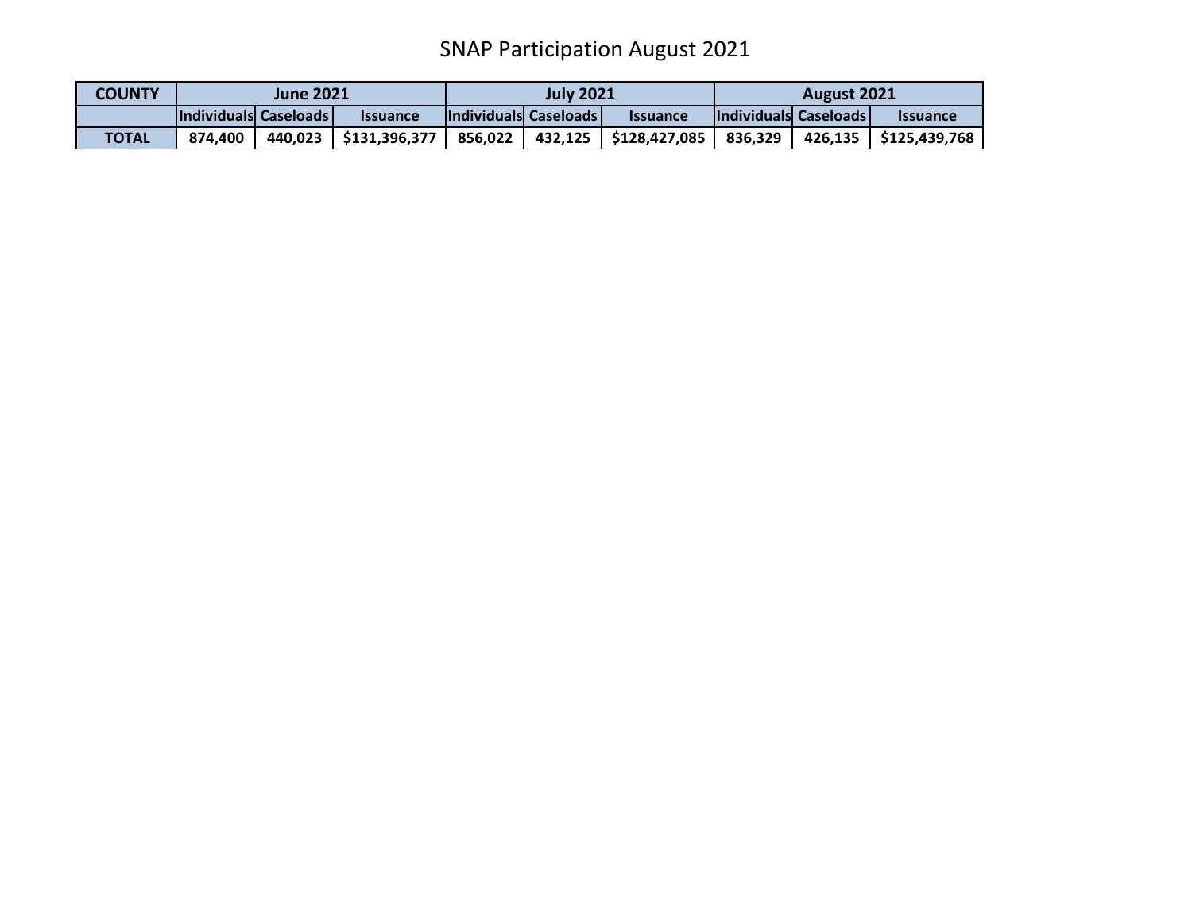# SNAP Participation August 2021

| COUNTY | June 2021 | | | July 2021 | | | August 2021 | | |
|---|---|---|---|---|---|---|---|---|---|
| | Individuals | Caseloads | Issuance | Individuals | Caseloads | Issuance | Individuals | Caseloads | Issuance |
| TOTAL | 874,400 | 440,023 | $131,396,377 | 856,022 | 432,125 | $128,427,085 | 836,329 | 426,135 | $125,439,768 |